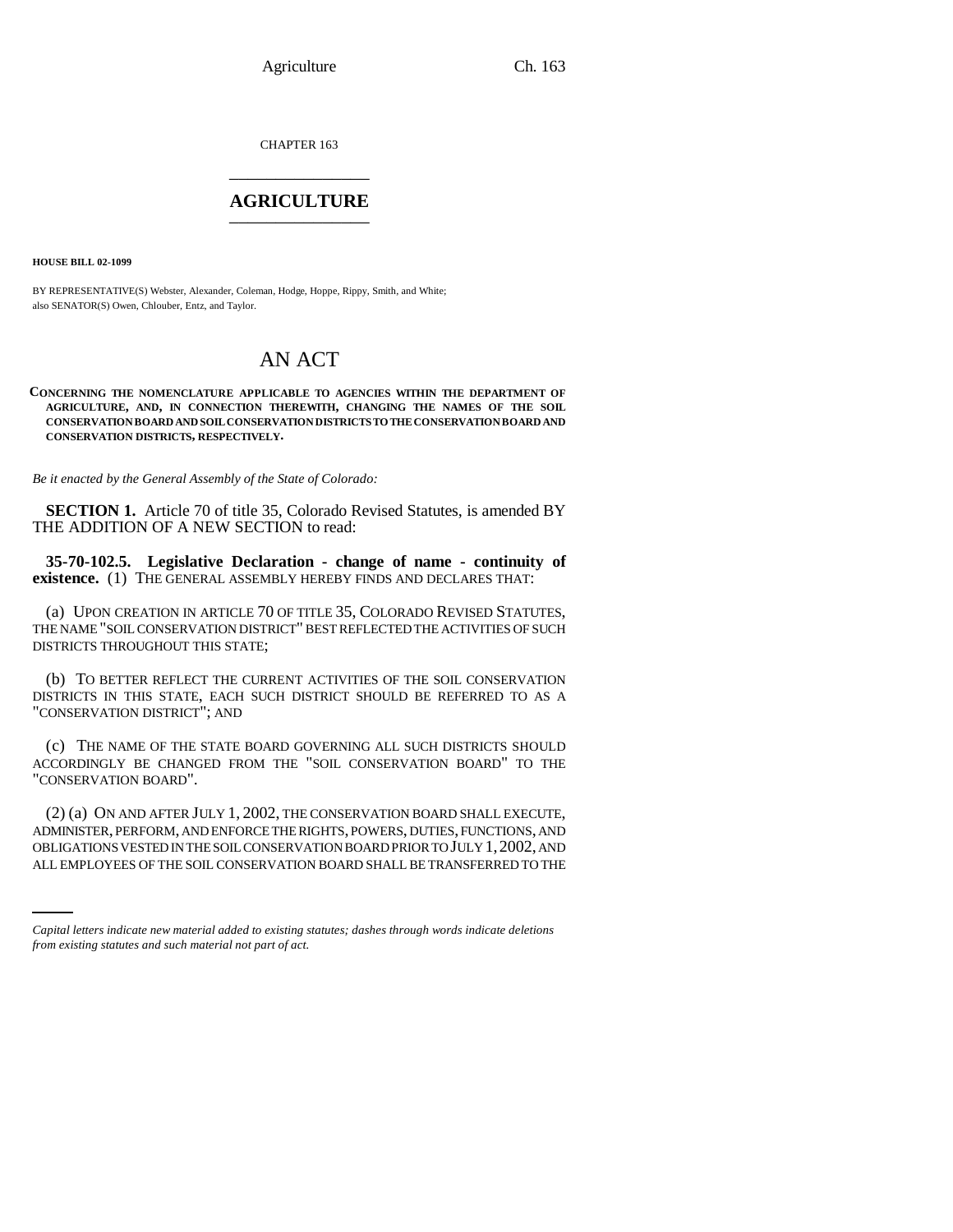CHAPTER 163

# AGRICULTURE

**HOUSE BILL 02-1099**

BY REPRESENTATIVE(S) Webster, Alexander, Coleman, Hodge, Hoppe, Rippy, Smith, and White;
also SENATOR(S) Owen, Chlouber, Entz, and Taylor.

# AN ACT

**CONCERNING THE NOMENCLATURE APPLICABLE TO AGENCIES WITHIN THE DEPARTMENT OF AGRICULTURE, AND, IN CONNECTION THEREWITH, CHANGING THE NAMES OF THE SOIL CONSERVATION BOARD AND SOIL CONSERVATION DISTRICTS TO THE CONSERVATION BOARD AND CONSERVATION DISTRICTS, RESPECTIVELY.**

*Be it enacted by the General Assembly of the State of Colorado:*

**SECTION 1.** Article 70 of title 35, Colorado Revised Statutes, is amended BY THE ADDITION OF A NEW SECTION to read:

**35-70-102.5. Legislative Declaration - change of name - continuity of existence.** (1) THE GENERAL ASSEMBLY HEREBY FINDS AND DECLARES THAT:

(a) UPON CREATION IN ARTICLE 70 OF TITLE 35, COLORADO REVISED STATUTES, THE NAME "SOIL CONSERVATION DISTRICT" BEST REFLECTED THE ACTIVITIES OF SUCH DISTRICTS THROUGHOUT THIS STATE;

(b) TO BETTER REFLECT THE CURRENT ACTIVITIES OF THE SOIL CONSERVATION DISTRICTS IN THIS STATE, EACH SUCH DISTRICT SHOULD BE REFERRED TO AS A "CONSERVATION DISTRICT"; AND

(c) THE NAME OF THE STATE BOARD GOVERNING ALL SUCH DISTRICTS SHOULD ACCORDINGLY BE CHANGED FROM THE "SOIL CONSERVATION BOARD" TO THE "CONSERVATION BOARD".

(2) (a) ON AND AFTER JULY 1, 2002, THE CONSERVATION BOARD SHALL EXECUTE, ADMINISTER, PERFORM, AND ENFORCE THE RIGHTS, POWERS, DUTIES, FUNCTIONS, AND OBLIGATIONS VESTED IN THE SOIL CONSERVATION BOARD PRIOR TO JULY 1, 2002, AND ALL EMPLOYEES OF THE SOIL CONSERVATION BOARD SHALL BE TRANSFERRED TO THE

*Capital letters indicate new material added to existing statutes; dashes through words indicate deletions from existing statutes and such material not part of act.*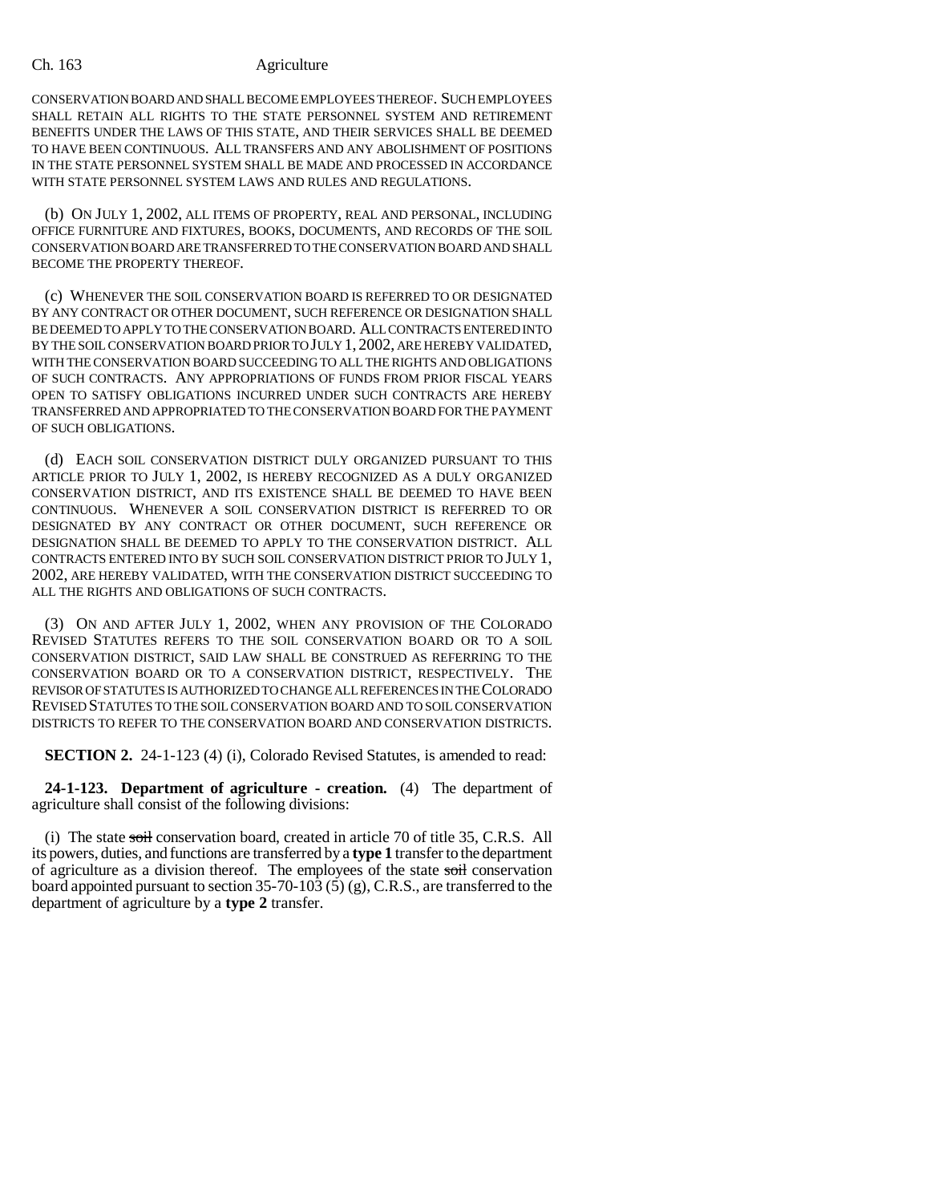CONSERVATION BOARD AND SHALL BECOME EMPLOYEES THEREOF. SUCH EMPLOYEES SHALL RETAIN ALL RIGHTS TO THE STATE PERSONNEL SYSTEM AND RETIREMENT BENEFITS UNDER THE LAWS OF THIS STATE, AND THEIR SERVICES SHALL BE DEEMED TO HAVE BEEN CONTINUOUS. ALL TRANSFERS AND ANY ABOLISHMENT OF POSITIONS IN THE STATE PERSONNEL SYSTEM SHALL BE MADE AND PROCESSED IN ACCORDANCE WITH STATE PERSONNEL SYSTEM LAWS AND RULES AND REGULATIONS.

(b) ON JULY 1, 2002, ALL ITEMS OF PROPERTY, REAL AND PERSONAL, INCLUDING OFFICE FURNITURE AND FIXTURES, BOOKS, DOCUMENTS, AND RECORDS OF THE SOIL CONSERVATION BOARD ARE TRANSFERRED TO THE CONSERVATION BOARD AND SHALL BECOME THE PROPERTY THEREOF.

(c) WHENEVER THE SOIL CONSERVATION BOARD IS REFERRED TO OR DESIGNATED BY ANY CONTRACT OR OTHER DOCUMENT, SUCH REFERENCE OR DESIGNATION SHALL BE DEEMED TO APPLY TO THE CONSERVATION BOARD. ALL CONTRACTS ENTERED INTO BY THE SOIL CONSERVATION BOARD PRIOR TO JULY 1, 2002, ARE HEREBY VALIDATED, WITH THE CONSERVATION BOARD SUCCEEDING TO ALL THE RIGHTS AND OBLIGATIONS OF SUCH CONTRACTS. ANY APPROPRIATIONS OF FUNDS FROM PRIOR FISCAL YEARS OPEN TO SATISFY OBLIGATIONS INCURRED UNDER SUCH CONTRACTS ARE HEREBY TRANSFERRED AND APPROPRIATED TO THE CONSERVATION BOARD FOR THE PAYMENT OF SUCH OBLIGATIONS.

(d) EACH SOIL CONSERVATION DISTRICT DULY ORGANIZED PURSUANT TO THIS ARTICLE PRIOR TO JULY 1, 2002, IS HEREBY RECOGNIZED AS A DULY ORGANIZED CONSERVATION DISTRICT, AND ITS EXISTENCE SHALL BE DEEMED TO HAVE BEEN CONTINUOUS. WHENEVER A SOIL CONSERVATION DISTRICT IS REFERRED TO OR DESIGNATED BY ANY CONTRACT OR OTHER DOCUMENT, SUCH REFERENCE OR DESIGNATION SHALL BE DEEMED TO APPLY TO THE CONSERVATION DISTRICT. ALL CONTRACTS ENTERED INTO BY SUCH SOIL CONSERVATION DISTRICT PRIOR TO JULY 1, 2002, ARE HEREBY VALIDATED, WITH THE CONSERVATION DISTRICT SUCCEEDING TO ALL THE RIGHTS AND OBLIGATIONS OF SUCH CONTRACTS.

(3) ON AND AFTER JULY 1, 2002, WHEN ANY PROVISION OF THE COLORADO REVISED STATUTES REFERS TO THE SOIL CONSERVATION BOARD OR TO A SOIL CONSERVATION DISTRICT, SAID LAW SHALL BE CONSTRUED AS REFERRING TO THE CONSERVATION BOARD OR TO A CONSERVATION DISTRICT, RESPECTIVELY. THE REVISOR OF STATUTES IS AUTHORIZED TO CHANGE ALL REFERENCES IN THE COLORADO REVISED STATUTES TO THE SOIL CONSERVATION BOARD AND TO SOIL CONSERVATION DISTRICTS TO REFER TO THE CONSERVATION BOARD AND CONSERVATION DISTRICTS.

**SECTION 2.** 24-1-123 (4) (i), Colorado Revised Statutes, is amended to read:

**24-1-123. Department of agriculture - creation.** (4) The department of agriculture shall consist of the following divisions:

(i) The state ~~soil~~ conservation board, created in article 70 of title 35, C.R.S. All its powers, duties, and functions are transferred by a **type 1** transfer to the department of agriculture as a division thereof. The employees of the state ~~soil~~ conservation board appointed pursuant to section 35-70-103 (5) (g), C.R.S., are transferred to the department of agriculture by a **type 2** transfer.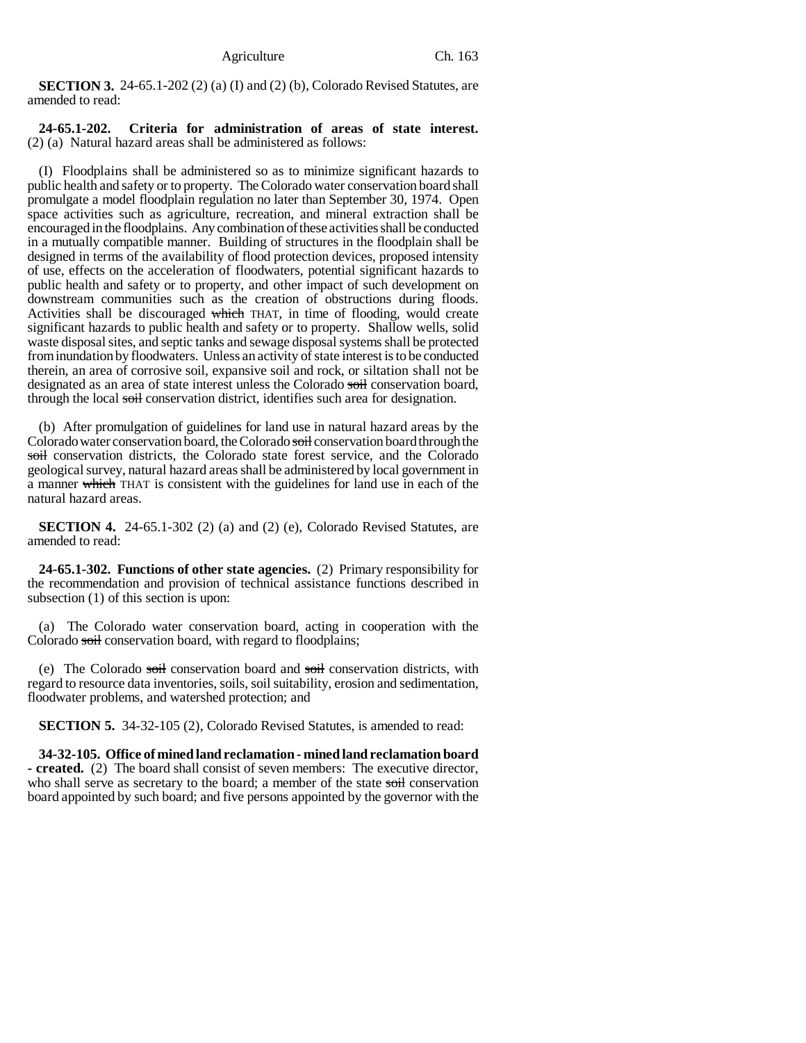**SECTION 3.** 24-65.1-202 (2) (a) (I) and (2) (b), Colorado Revised Statutes, are amended to read:

**24-65.1-202. Criteria for administration of areas of state interest.** (2) (a) Natural hazard areas shall be administered as follows:

(I) Floodplains shall be administered so as to minimize significant hazards to public health and safety or to property. The Colorado water conservation board shall promulgate a model floodplain regulation no later than September 30, 1974. Open space activities such as agriculture, recreation, and mineral extraction shall be encouraged in the floodplains. Any combination of these activities shall be conducted in a mutually compatible manner. Building of structures in the floodplain shall be designed in terms of the availability of flood protection devices, proposed intensity of use, effects on the acceleration of floodwaters, potential significant hazards to public health and safety or to property, and other impact of such development on downstream communities such as the creation of obstructions during floods. Activities shall be discouraged ~~which~~ THAT, in time of flooding, would create significant hazards to public health and safety or to property. Shallow wells, solid waste disposal sites, and septic tanks and sewage disposal systems shall be protected from inundation by floodwaters. Unless an activity of state interest is to be conducted therein, an area of corrosive soil, expansive soil and rock, or siltation shall not be designated as an area of state interest unless the Colorado ~~soil~~ conservation board, through the local ~~soil~~ conservation district, identifies such area for designation.

(b) After promulgation of guidelines for land use in natural hazard areas by the Colorado water conservation board, the Colorado ~~soil~~ conservation board through the ~~soil~~ conservation districts, the Colorado state forest service, and the Colorado geological survey, natural hazard areas shall be administered by local government in a manner ~~which~~ THAT is consistent with the guidelines for land use in each of the natural hazard areas.

**SECTION 4.** 24-65.1-302 (2) (a) and (2) (e), Colorado Revised Statutes, are amended to read:

**24-65.1-302. Functions of other state agencies.** (2) Primary responsibility for the recommendation and provision of technical assistance functions described in subsection (1) of this section is upon:

(a) The Colorado water conservation board, acting in cooperation with the Colorado ~~soil~~ conservation board, with regard to floodplains;

(e) The Colorado ~~soil~~ conservation board and ~~soil~~ conservation districts, with regard to resource data inventories, soils, soil suitability, erosion and sedimentation, floodwater problems, and watershed protection; and

**SECTION 5.** 34-32-105 (2), Colorado Revised Statutes, is amended to read:

**34-32-105. Office of mined land reclamation - mined land reclamation board - created.** (2) The board shall consist of seven members: The executive director, who shall serve as secretary to the board; a member of the state ~~soil~~ conservation board appointed by such board; and five persons appointed by the governor with the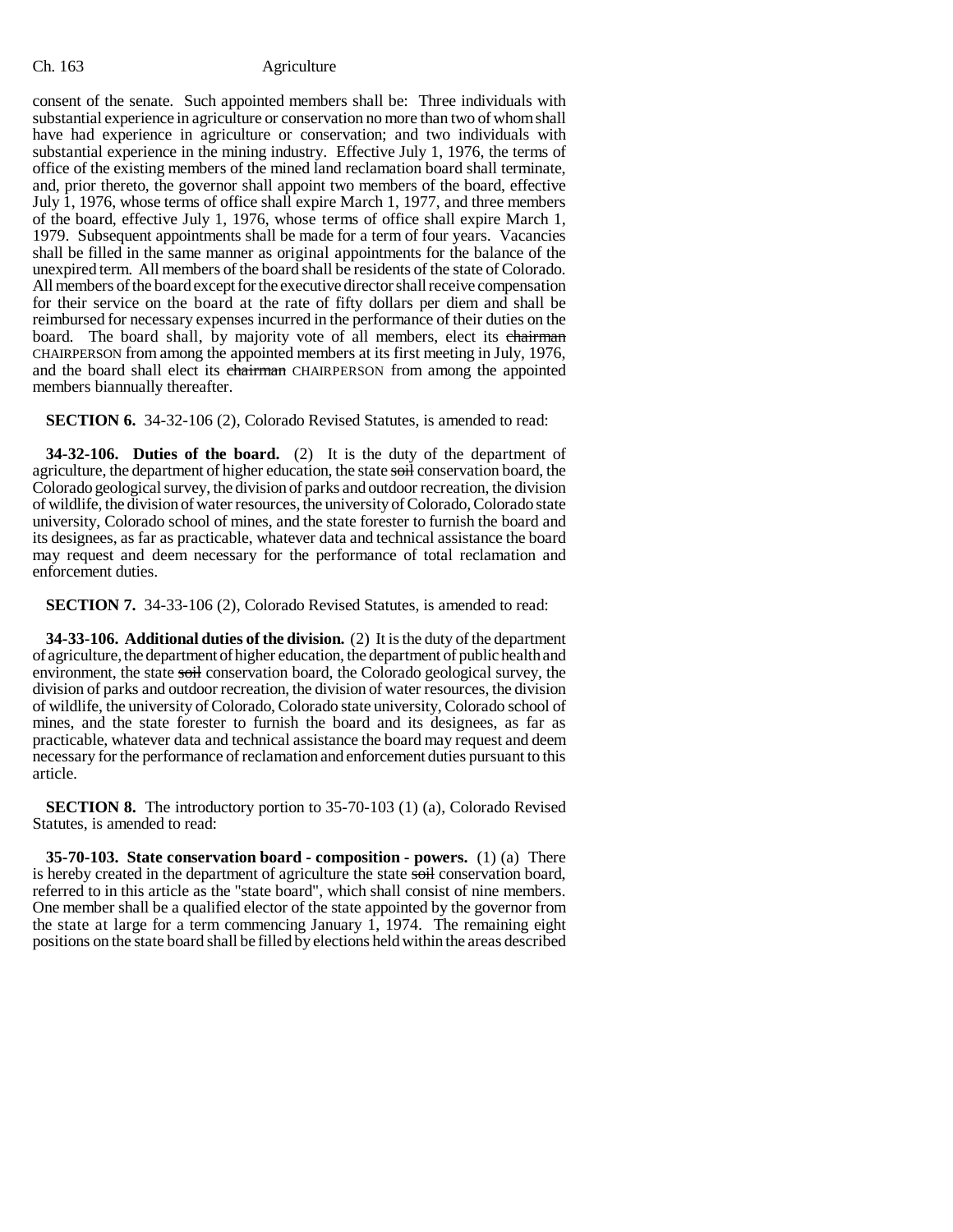consent of the senate. Such appointed members shall be: Three individuals with substantial experience in agriculture or conservation no more than two of whom shall have had experience in agriculture or conservation; and two individuals with substantial experience in the mining industry. Effective July 1, 1976, the terms of office of the existing members of the mined land reclamation board shall terminate, and, prior thereto, the governor shall appoint two members of the board, effective July 1, 1976, whose terms of office shall expire March 1, 1977, and three members of the board, effective July 1, 1976, whose terms of office shall expire March 1, 1979. Subsequent appointments shall be made for a term of four years. Vacancies shall be filled in the same manner as original appointments for the balance of the unexpired term. All members of the board shall be residents of the state of Colorado. All members of the board except for the executive director shall receive compensation for their service on the board at the rate of fifty dollars per diem and shall be reimbursed for necessary expenses incurred in the performance of their duties on the board. The board shall, by majority vote of all members, elect its ~~chairman~~ CHAIRPERSON from among the appointed members at its first meeting in July, 1976, and the board shall elect its ~~chairman~~ CHAIRPERSON from among the appointed members biannually thereafter.

**SECTION 6.** 34-32-106 (2), Colorado Revised Statutes, is amended to read:

**34-32-106. Duties of the board.** (2) It is the duty of the department of agriculture, the department of higher education, the state ~~soil~~ conservation board, the Colorado geological survey, the division of parks and outdoor recreation, the division of wildlife, the division of water resources, the university of Colorado, Colorado state university, Colorado school of mines, and the state forester to furnish the board and its designees, as far as practicable, whatever data and technical assistance the board may request and deem necessary for the performance of total reclamation and enforcement duties.

**SECTION 7.** 34-33-106 (2), Colorado Revised Statutes, is amended to read:

**34-33-106. Additional duties of the division.** (2) It is the duty of the department of agriculture, the department of higher education, the department of public health and environment, the state ~~soil~~ conservation board, the Colorado geological survey, the division of parks and outdoor recreation, the division of water resources, the division of wildlife, the university of Colorado, Colorado state university, Colorado school of mines, and the state forester to furnish the board and its designees, as far as practicable, whatever data and technical assistance the board may request and deem necessary for the performance of reclamation and enforcement duties pursuant to this article.

**SECTION 8.** The introductory portion to 35-70-103 (1) (a), Colorado Revised Statutes, is amended to read:

**35-70-103. State conservation board - composition - powers.** (1) (a) There is hereby created in the department of agriculture the state ~~soil~~ conservation board, referred to in this article as the "state board", which shall consist of nine members. One member shall be a qualified elector of the state appointed by the governor from the state at large for a term commencing January 1, 1974. The remaining eight positions on the state board shall be filled by elections held within the areas described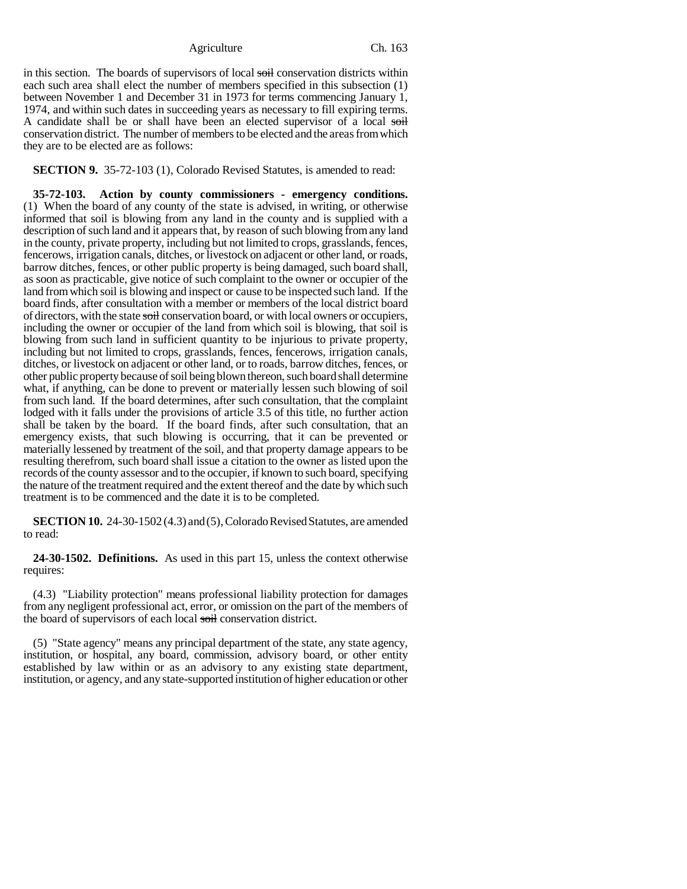in this section. The boards of supervisors of local ~~soil~~ conservation districts within each such area shall elect the number of members specified in this subsection (1) between November 1 and December 31 in 1973 for terms commencing January 1, 1974, and within such dates in succeeding years as necessary to fill expiring terms. A candidate shall be or shall have been an elected supervisor of a local ~~soil~~ conservation district. The number of members to be elected and the areas from which they are to be elected are as follows:

**SECTION 9.** 35-72-103 (1), Colorado Revised Statutes, is amended to read:

**35-72-103. Action by county commissioners - emergency conditions.** (1) When the board of any county of the state is advised, in writing, or otherwise informed that soil is blowing from any land in the county and is supplied with a description of such land and it appears that, by reason of such blowing from any land in the county, private property, including but not limited to crops, grasslands, fences, fencerows, irrigation canals, ditches, or livestock on adjacent or other land, or roads, barrow ditches, fences, or other public property is being damaged, such board shall, as soon as practicable, give notice of such complaint to the owner or occupier of the land from which soil is blowing and inspect or cause to be inspected such land. If the board finds, after consultation with a member or members of the local district board of directors, with the state ~~soil~~ conservation board, or with local owners or occupiers, including the owner or occupier of the land from which soil is blowing, that soil is blowing from such land in sufficient quantity to be injurious to private property, including but not limited to crops, grasslands, fences, fencerows, irrigation canals, ditches, or livestock on adjacent or other land, or to roads, barrow ditches, fences, or other public property because of soil being blown thereon, such board shall determine what, if anything, can be done to prevent or materially lessen such blowing of soil from such land. If the board determines, after such consultation, that the complaint lodged with it falls under the provisions of article 3.5 of this title, no further action shall be taken by the board. If the board finds, after such consultation, that an emergency exists, that such blowing is occurring, that it can be prevented or materially lessened by treatment of the soil, and that property damage appears to be resulting therefrom, such board shall issue a citation to the owner as listed upon the records of the county assessor and to the occupier, if known to such board, specifying the nature of the treatment required and the extent thereof and the date by which such treatment is to be commenced and the date it is to be completed.

**SECTION 10.** 24-30-1502 (4.3) and (5), Colorado Revised Statutes, are amended to read:

**24-30-1502. Definitions.** As used in this part 15, unless the context otherwise requires:

(4.3) "Liability protection" means professional liability protection for damages from any negligent professional act, error, or omission on the part of the members of the board of supervisors of each local ~~soil~~ conservation district.

(5) "State agency" means any principal department of the state, any state agency, institution, or hospital, any board, commission, advisory board, or other entity established by law within or as an advisory to any existing state department, institution, or agency, and any state-supported institution of higher education or other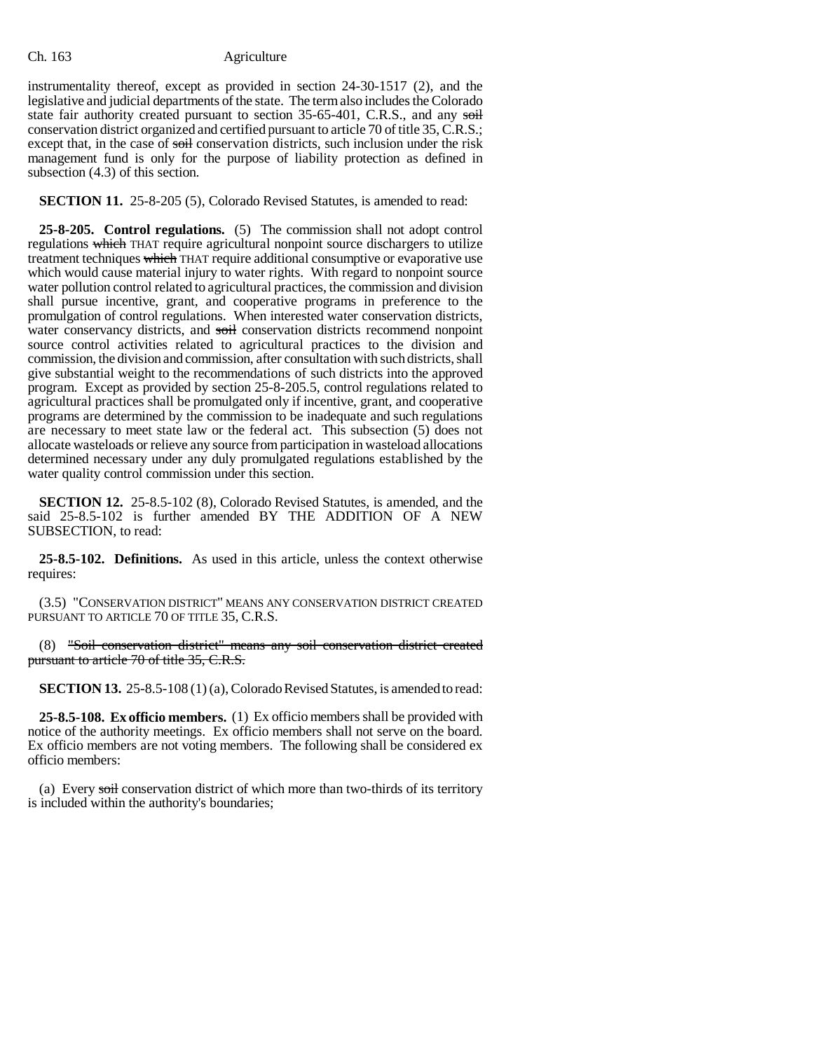instrumentality thereof, except as provided in section 24-30-1517 (2), and the legislative and judicial departments of the state. The term also includes the Colorado state fair authority created pursuant to section 35-65-401, C.R.S., and any ~~soil~~ conservation district organized and certified pursuant to article 70 of title 35, C.R.S.; except that, in the case of ~~soil~~ conservation districts, such inclusion under the risk management fund is only for the purpose of liability protection as defined in subsection (4.3) of this section.

**SECTION 11.** 25-8-205 (5), Colorado Revised Statutes, is amended to read:

**25-8-205. Control regulations.** (5) The commission shall not adopt control regulations ~~which~~ THAT require agricultural nonpoint source dischargers to utilize treatment techniques ~~which~~ THAT require additional consumptive or evaporative use which would cause material injury to water rights. With regard to nonpoint source water pollution control related to agricultural practices, the commission and division shall pursue incentive, grant, and cooperative programs in preference to the promulgation of control regulations. When interested water conservation districts, water conservancy districts, and ~~soil~~ conservation districts recommend nonpoint source control activities related to agricultural practices to the division and commission, the division and commission, after consultation with such districts, shall give substantial weight to the recommendations of such districts into the approved program. Except as provided by section 25-8-205.5, control regulations related to agricultural practices shall be promulgated only if incentive, grant, and cooperative programs are determined by the commission to be inadequate and such regulations are necessary to meet state law or the federal act. This subsection (5) does not allocate wasteloads or relieve any source from participation in wasteload allocations determined necessary under any duly promulgated regulations established by the water quality control commission under this section.

**SECTION 12.** 25-8.5-102 (8), Colorado Revised Statutes, is amended, and the said 25-8.5-102 is further amended BY THE ADDITION OF A NEW SUBSECTION, to read:

**25-8.5-102. Definitions.** As used in this article, unless the context otherwise requires:

(3.5) "CONSERVATION DISTRICT" MEANS ANY CONSERVATION DISTRICT CREATED PURSUANT TO ARTICLE 70 OF TITLE 35, C.R.S.

(8) ~~"Soil conservation district" means any soil conservation district created pursuant to article 70 of title 35, C.R.S.~~

**SECTION 13.** 25-8.5-108 (1) (a), Colorado Revised Statutes, is amended to read:

**25-8.5-108. Ex officio members.** (1) Ex officio members shall be provided with notice of the authority meetings. Ex officio members shall not serve on the board. Ex officio members are not voting members. The following shall be considered ex officio members:

(a) Every ~~soil~~ conservation district of which more than two-thirds of its territory is included within the authority's boundaries;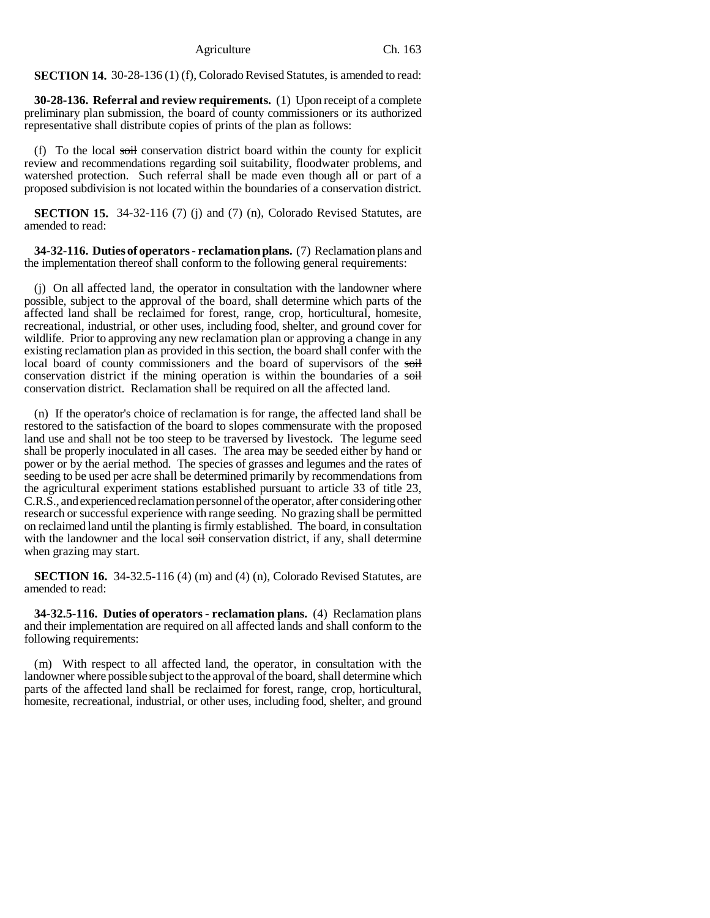**SECTION 14.** 30-28-136 (1) (f), Colorado Revised Statutes, is amended to read:

**30-28-136. Referral and review requirements.** (1) Upon receipt of a complete preliminary plan submission, the board of county commissioners or its authorized representative shall distribute copies of prints of the plan as follows:

(f) To the local ~~soil~~ conservation district board within the county for explicit review and recommendations regarding soil suitability, floodwater problems, and watershed protection. Such referral shall be made even though all or part of a proposed subdivision is not located within the boundaries of a conservation district.

**SECTION 15.** 34-32-116 (7) (j) and (7) (n), Colorado Revised Statutes, are amended to read:

**34-32-116. Duties of operators - reclamation plans.** (7) Reclamation plans and the implementation thereof shall conform to the following general requirements:

(j) On all affected land, the operator in consultation with the landowner where possible, subject to the approval of the board, shall determine which parts of the affected land shall be reclaimed for forest, range, crop, horticultural, homesite, recreational, industrial, or other uses, including food, shelter, and ground cover for wildlife. Prior to approving any new reclamation plan or approving a change in any existing reclamation plan as provided in this section, the board shall confer with the local board of county commissioners and the board of supervisors of the ~~soil~~ conservation district if the mining operation is within the boundaries of a ~~soil~~ conservation district. Reclamation shall be required on all the affected land.

(n) If the operator's choice of reclamation is for range, the affected land shall be restored to the satisfaction of the board to slopes commensurate with the proposed land use and shall not be too steep to be traversed by livestock. The legume seed shall be properly inoculated in all cases. The area may be seeded either by hand or power or by the aerial method. The species of grasses and legumes and the rates of seeding to be used per acre shall be determined primarily by recommendations from the agricultural experiment stations established pursuant to article 33 of title 23, C.R.S., and experienced reclamation personnel of the operator, after considering other research or successful experience with range seeding. No grazing shall be permitted on reclaimed land until the planting is firmly established. The board, in consultation with the landowner and the local ~~soil~~ conservation district, if any, shall determine when grazing may start.

**SECTION 16.** 34-32.5-116 (4) (m) and (4) (n), Colorado Revised Statutes, are amended to read:

**34-32.5-116. Duties of operators - reclamation plans.** (4) Reclamation plans and their implementation are required on all affected lands and shall conform to the following requirements:

(m) With respect to all affected land, the operator, in consultation with the landowner where possible subject to the approval of the board, shall determine which parts of the affected land shall be reclaimed for forest, range, crop, horticultural, homesite, recreational, industrial, or other uses, including food, shelter, and ground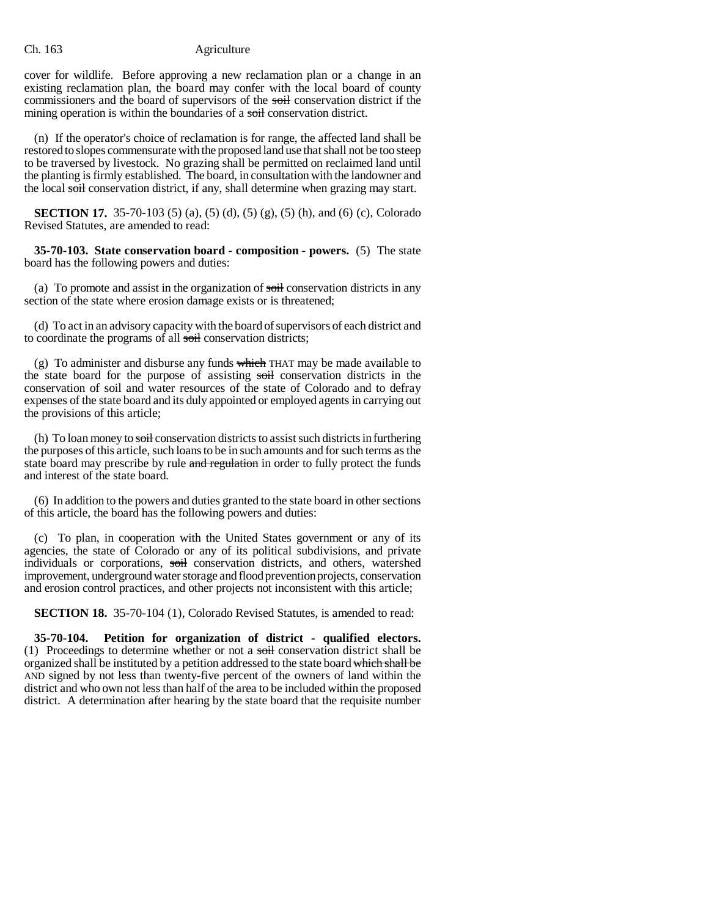cover for wildlife. Before approving a new reclamation plan or a change in an existing reclamation plan, the board may confer with the local board of county commissioners and the board of supervisors of the ~~soil~~ conservation district if the mining operation is within the boundaries of a ~~soil~~ conservation district.

(n) If the operator's choice of reclamation is for range, the affected land shall be restored to slopes commensurate with the proposed land use that shall not be too steep to be traversed by livestock. No grazing shall be permitted on reclaimed land until the planting is firmly established. The board, in consultation with the landowner and the local ~~soil~~ conservation district, if any, shall determine when grazing may start.

**SECTION 17.** 35-70-103 (5) (a), (5) (d), (5) (g), (5) (h), and (6) (c), Colorado Revised Statutes, are amended to read:

**35-70-103. State conservation board - composition - powers.** (5) The state board has the following powers and duties:

(a) To promote and assist in the organization of ~~soil~~ conservation districts in any section of the state where erosion damage exists or is threatened;

(d) To act in an advisory capacity with the board of supervisors of each district and to coordinate the programs of all ~~soil~~ conservation districts;

(g) To administer and disburse any funds ~~which~~ THAT may be made available to the state board for the purpose of assisting ~~soil~~ conservation districts in the conservation of soil and water resources of the state of Colorado and to defray expenses of the state board and its duly appointed or employed agents in carrying out the provisions of this article;

(h) To loan money to ~~soil~~ conservation districts to assist such districts in furthering the purposes of this article, such loans to be in such amounts and for such terms as the state board may prescribe by rule ~~and regulation~~ in order to fully protect the funds and interest of the state board.

(6) In addition to the powers and duties granted to the state board in other sections of this article, the board has the following powers and duties:

(c) To plan, in cooperation with the United States government or any of its agencies, the state of Colorado or any of its political subdivisions, and private individuals or corporations, ~~soil~~ conservation districts, and others, watershed improvement, underground water storage and flood prevention projects, conservation and erosion control practices, and other projects not inconsistent with this article;

**SECTION 18.** 35-70-104 (1), Colorado Revised Statutes, is amended to read:

**35-70-104. Petition for organization of district - qualified electors.** (1) Proceedings to determine whether or not a ~~soil~~ conservation district shall be organized shall be instituted by a petition addressed to the state board ~~which shall be~~ AND signed by not less than twenty-five percent of the owners of land within the district and who own not less than half of the area to be included within the proposed district. A determination after hearing by the state board that the requisite number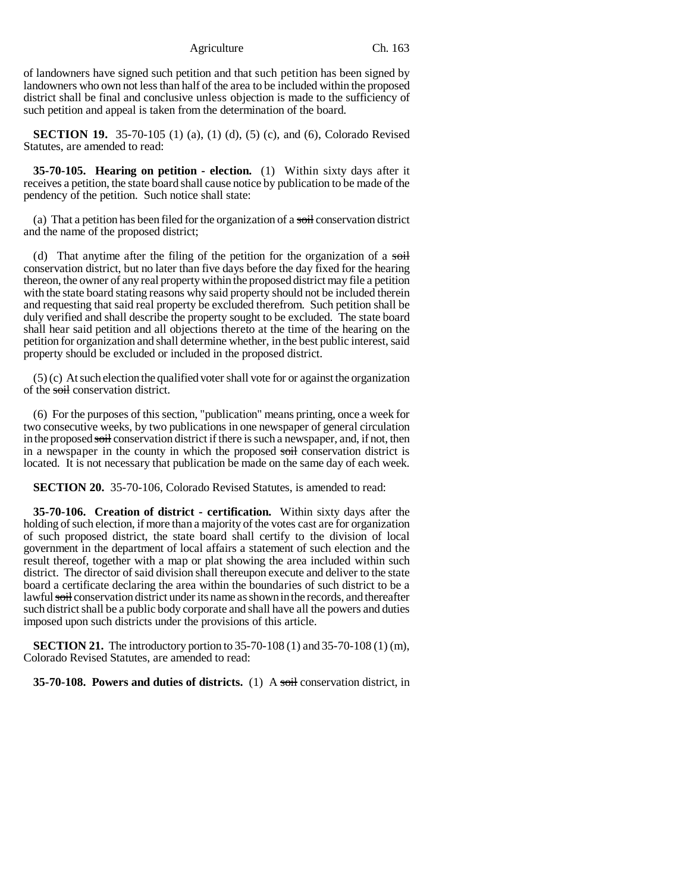of landowners have signed such petition and that such petition has been signed by landowners who own not less than half of the area to be included within the proposed district shall be final and conclusive unless objection is made to the sufficiency of such petition and appeal is taken from the determination of the board.

**SECTION 19.** 35-70-105 (1) (a), (1) (d), (5) (c), and (6), Colorado Revised Statutes, are amended to read:

**35-70-105. Hearing on petition - election.** (1) Within sixty days after it receives a petition, the state board shall cause notice by publication to be made of the pendency of the petition. Such notice shall state:

(a) That a petition has been filed for the organization of a ~~soil~~ conservation district and the name of the proposed district;

(d) That anytime after the filing of the petition for the organization of a ~~soil~~ conservation district, but no later than five days before the day fixed for the hearing thereon, the owner of any real property within the proposed district may file a petition with the state board stating reasons why said property should not be included therein and requesting that said real property be excluded therefrom. Such petition shall be duly verified and shall describe the property sought to be excluded. The state board shall hear said petition and all objections thereto at the time of the hearing on the petition for organization and shall determine whether, in the best public interest, said property should be excluded or included in the proposed district.

(5) (c) At such election the qualified voter shall vote for or against the organization of the ~~soil~~ conservation district.

(6) For the purposes of this section, "publication" means printing, once a week for two consecutive weeks, by two publications in one newspaper of general circulation in the proposed ~~soil~~ conservation district if there is such a newspaper, and, if not, then in a newspaper in the county in which the proposed ~~soil~~ conservation district is located. It is not necessary that publication be made on the same day of each week.

**SECTION 20.** 35-70-106, Colorado Revised Statutes, is amended to read:

**35-70-106. Creation of district - certification.** Within sixty days after the holding of such election, if more than a majority of the votes cast are for organization of such proposed district, the state board shall certify to the division of local government in the department of local affairs a statement of such election and the result thereof, together with a map or plat showing the area included within such district. The director of said division shall thereupon execute and deliver to the state board a certificate declaring the area within the boundaries of such district to be a lawful ~~soil~~ conservation district under its name as shown in the records, and thereafter such district shall be a public body corporate and shall have all the powers and duties imposed upon such districts under the provisions of this article.

**SECTION 21.** The introductory portion to 35-70-108 (1) and 35-70-108 (1) (m), Colorado Revised Statutes, are amended to read:

**35-70-108. Powers and duties of districts.** (1) A ~~soil~~ conservation district, in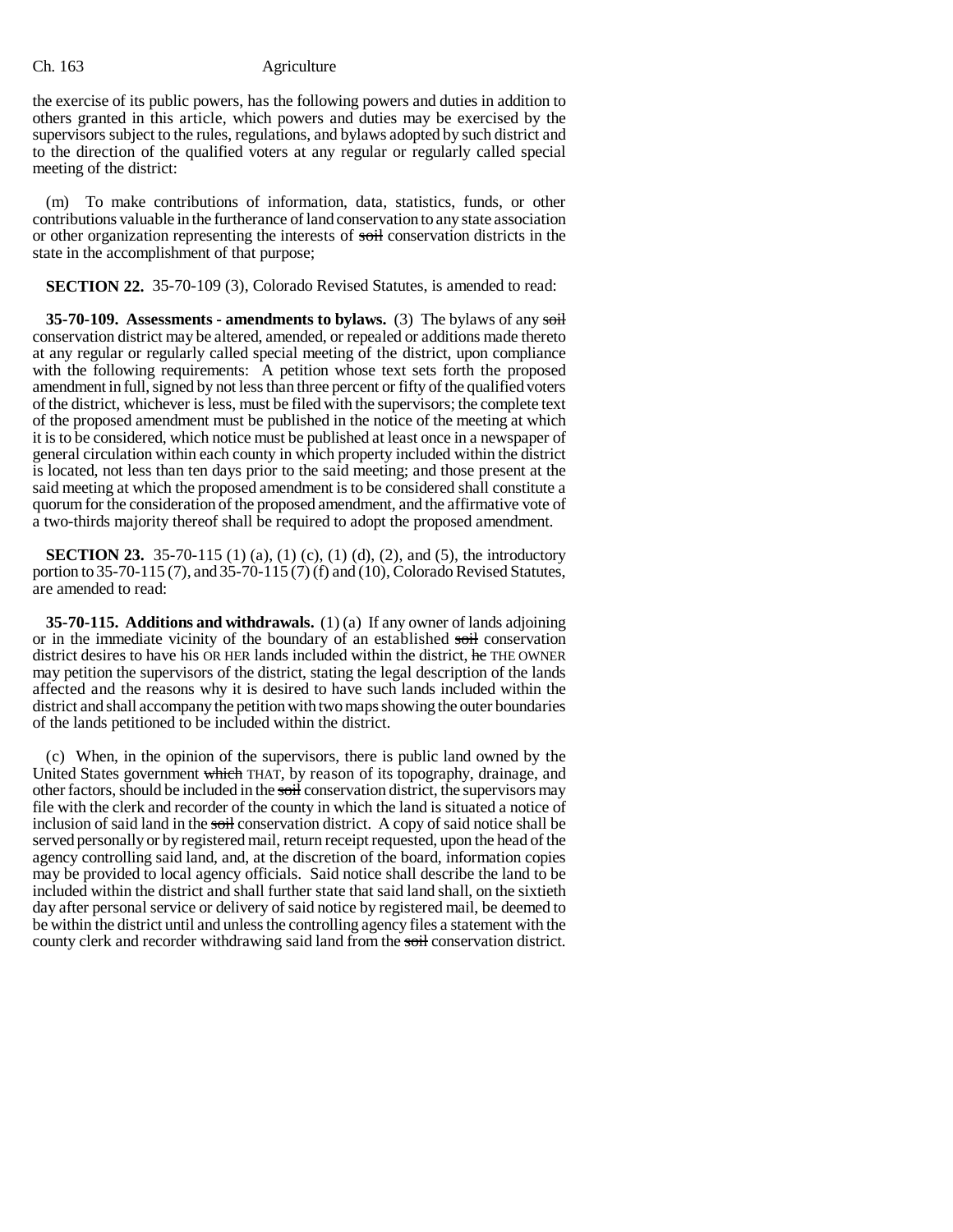the exercise of its public powers, has the following powers and duties in addition to others granted in this article, which powers and duties may be exercised by the supervisors subject to the rules, regulations, and bylaws adopted by such district and to the direction of the qualified voters at any regular or regularly called special meeting of the district:

(m) To make contributions of information, data, statistics, funds, or other contributions valuable in the furtherance of land conservation to any state association or other organization representing the interests of ~~soil~~ conservation districts in the state in the accomplishment of that purpose;

**SECTION 22.** 35-70-109 (3), Colorado Revised Statutes, is amended to read:

**35-70-109. Assessments - amendments to bylaws.** (3) The bylaws of any ~~soil~~ conservation district may be altered, amended, or repealed or additions made thereto at any regular or regularly called special meeting of the district, upon compliance with the following requirements: A petition whose text sets forth the proposed amendment in full, signed by not less than three percent or fifty of the qualified voters of the district, whichever is less, must be filed with the supervisors; the complete text of the proposed amendment must be published in the notice of the meeting at which it is to be considered, which notice must be published at least once in a newspaper of general circulation within each county in which property included within the district is located, not less than ten days prior to the said meeting; and those present at the said meeting at which the proposed amendment is to be considered shall constitute a quorum for the consideration of the proposed amendment, and the affirmative vote of a two-thirds majority thereof shall be required to adopt the proposed amendment.

**SECTION 23.** 35-70-115 (1) (a), (1) (c), (1) (d), (2), and (5), the introductory portion to 35-70-115 (7), and 35-70-115 (7) (f) and (10), Colorado Revised Statutes, are amended to read:

**35-70-115. Additions and withdrawals.** (1) (a) If any owner of lands adjoining or in the immediate vicinity of the boundary of an established ~~soil~~ conservation district desires to have his OR HER lands included within the district, ~~he~~ THE OWNER may petition the supervisors of the district, stating the legal description of the lands affected and the reasons why it is desired to have such lands included within the district and shall accompany the petition with two maps showing the outer boundaries of the lands petitioned to be included within the district.

(c) When, in the opinion of the supervisors, there is public land owned by the United States government ~~which~~ THAT, by reason of its topography, drainage, and other factors, should be included in the ~~soil~~ conservation district, the supervisors may file with the clerk and recorder of the county in which the land is situated a notice of inclusion of said land in the ~~soil~~ conservation district. A copy of said notice shall be served personally or by registered mail, return receipt requested, upon the head of the agency controlling said land, and, at the discretion of the board, information copies may be provided to local agency officials. Said notice shall describe the land to be included within the district and shall further state that said land shall, on the sixtieth day after personal service or delivery of said notice by registered mail, be deemed to be within the district until and unless the controlling agency files a statement with the county clerk and recorder withdrawing said land from the ~~soil~~ conservation district.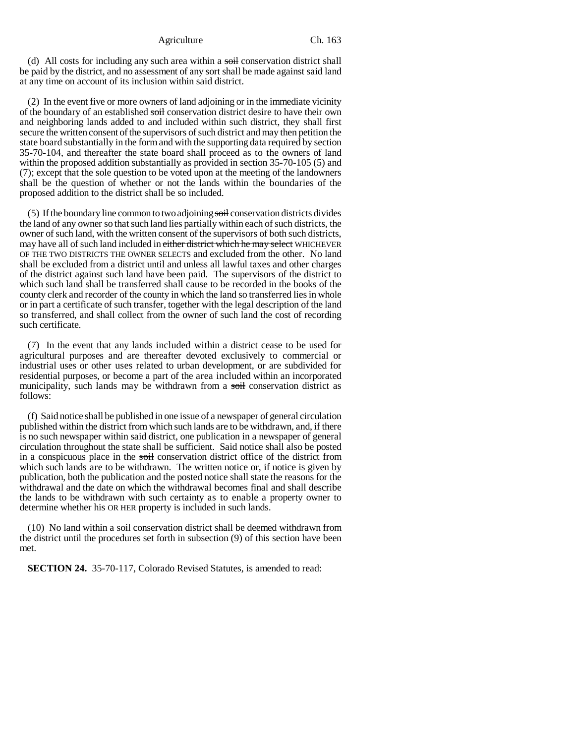(d) All costs for including any such area within a ~~soil~~ conservation district shall be paid by the district, and no assessment of any sort shall be made against said land at any time on account of its inclusion within said district.

(2) In the event five or more owners of land adjoining or in the immediate vicinity of the boundary of an established ~~soil~~ conservation district desire to have their own and neighboring lands added to and included within such district, they shall first secure the written consent of the supervisors of such district and may then petition the state board substantially in the form and with the supporting data required by section 35-70-104, and thereafter the state board shall proceed as to the owners of land within the proposed addition substantially as provided in section 35-70-105 (5) and (7); except that the sole question to be voted upon at the meeting of the landowners shall be the question of whether or not the lands within the boundaries of the proposed addition to the district shall be so included.

(5) If the boundary line common to two adjoining ~~soil~~ conservation districts divides the land of any owner so that such land lies partially within each of such districts, the owner of such land, with the written consent of the supervisors of both such districts, may have all of such land included in ~~either district which he may select~~ WHICHEVER OF THE TWO DISTRICTS THE OWNER SELECTS and excluded from the other. No land shall be excluded from a district until and unless all lawful taxes and other charges of the district against such land have been paid. The supervisors of the district to which such land shall be transferred shall cause to be recorded in the books of the county clerk and recorder of the county in which the land so transferred lies in whole or in part a certificate of such transfer, together with the legal description of the land so transferred, and shall collect from the owner of such land the cost of recording such certificate.

(7) In the event that any lands included within a district cease to be used for agricultural purposes and are thereafter devoted exclusively to commercial or industrial uses or other uses related to urban development, or are subdivided for residential purposes, or become a part of the area included within an incorporated municipality, such lands may be withdrawn from a ~~soil~~ conservation district as follows:

(f) Said notice shall be published in one issue of a newspaper of general circulation published within the district from which such lands are to be withdrawn, and, if there is no such newspaper within said district, one publication in a newspaper of general circulation throughout the state shall be sufficient. Said notice shall also be posted in a conspicuous place in the ~~soil~~ conservation district office of the district from which such lands are to be withdrawn. The written notice or, if notice is given by publication, both the publication and the posted notice shall state the reasons for the withdrawal and the date on which the withdrawal becomes final and shall describe the lands to be withdrawn with such certainty as to enable a property owner to determine whether his OR HER property is included in such lands.

(10) No land within a ~~soil~~ conservation district shall be deemed withdrawn from the district until the procedures set forth in subsection (9) of this section have been met.

**SECTION 24.** 35-70-117, Colorado Revised Statutes, is amended to read: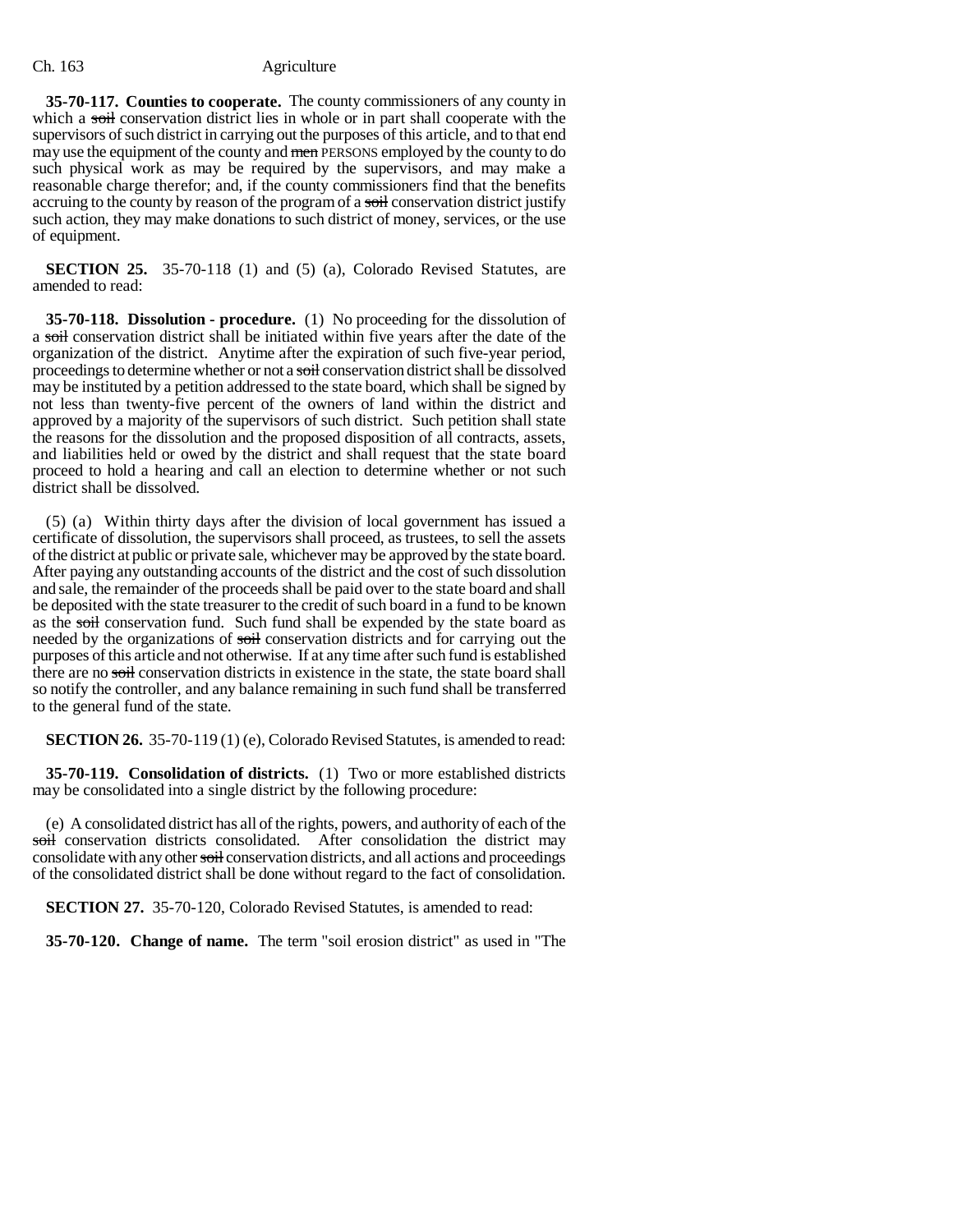**35-70-117. Counties to cooperate.** The county commissioners of any county in which a ~~soil~~ conservation district lies in whole or in part shall cooperate with the supervisors of such district in carrying out the purposes of this article, and to that end may use the equipment of the county and ~~men~~ PERSONS employed by the county to do such physical work as may be required by the supervisors, and may make a reasonable charge therefor; and, if the county commissioners find that the benefits accruing to the county by reason of the program of a ~~soil~~ conservation district justify such action, they may make donations to such district of money, services, or the use of equipment.

**SECTION 25.** 35-70-118 (1) and (5) (a), Colorado Revised Statutes, are amended to read:

**35-70-118. Dissolution - procedure.** (1) No proceeding for the dissolution of a ~~soil~~ conservation district shall be initiated within five years after the date of the organization of the district. Anytime after the expiration of such five-year period, proceedings to determine whether or not a ~~soil~~ conservation district shall be dissolved may be instituted by a petition addressed to the state board, which shall be signed by not less than twenty-five percent of the owners of land within the district and approved by a majority of the supervisors of such district. Such petition shall state the reasons for the dissolution and the proposed disposition of all contracts, assets, and liabilities held or owed by the district and shall request that the state board proceed to hold a hearing and call an election to determine whether or not such district shall be dissolved.

(5) (a) Within thirty days after the division of local government has issued a certificate of dissolution, the supervisors shall proceed, as trustees, to sell the assets of the district at public or private sale, whichever may be approved by the state board. After paying any outstanding accounts of the district and the cost of such dissolution and sale, the remainder of the proceeds shall be paid over to the state board and shall be deposited with the state treasurer to the credit of such board in a fund to be known as the ~~soil~~ conservation fund. Such fund shall be expended by the state board as needed by the organizations of ~~soil~~ conservation districts and for carrying out the purposes of this article and not otherwise. If at any time after such fund is established there are no ~~soil~~ conservation districts in existence in the state, the state board shall so notify the controller, and any balance remaining in such fund shall be transferred to the general fund of the state.

**SECTION 26.** 35-70-119 (1) (e), Colorado Revised Statutes, is amended to read:

**35-70-119. Consolidation of districts.** (1) Two or more established districts may be consolidated into a single district by the following procedure:

(e) A consolidated district has all of the rights, powers, and authority of each of the ~~soil~~ conservation districts consolidated. After consolidation the district may consolidate with any other ~~soil~~ conservation districts, and all actions and proceedings of the consolidated district shall be done without regard to the fact of consolidation.

**SECTION 27.** 35-70-120, Colorado Revised Statutes, is amended to read:

**35-70-120. Change of name.** The term "soil erosion district" as used in "The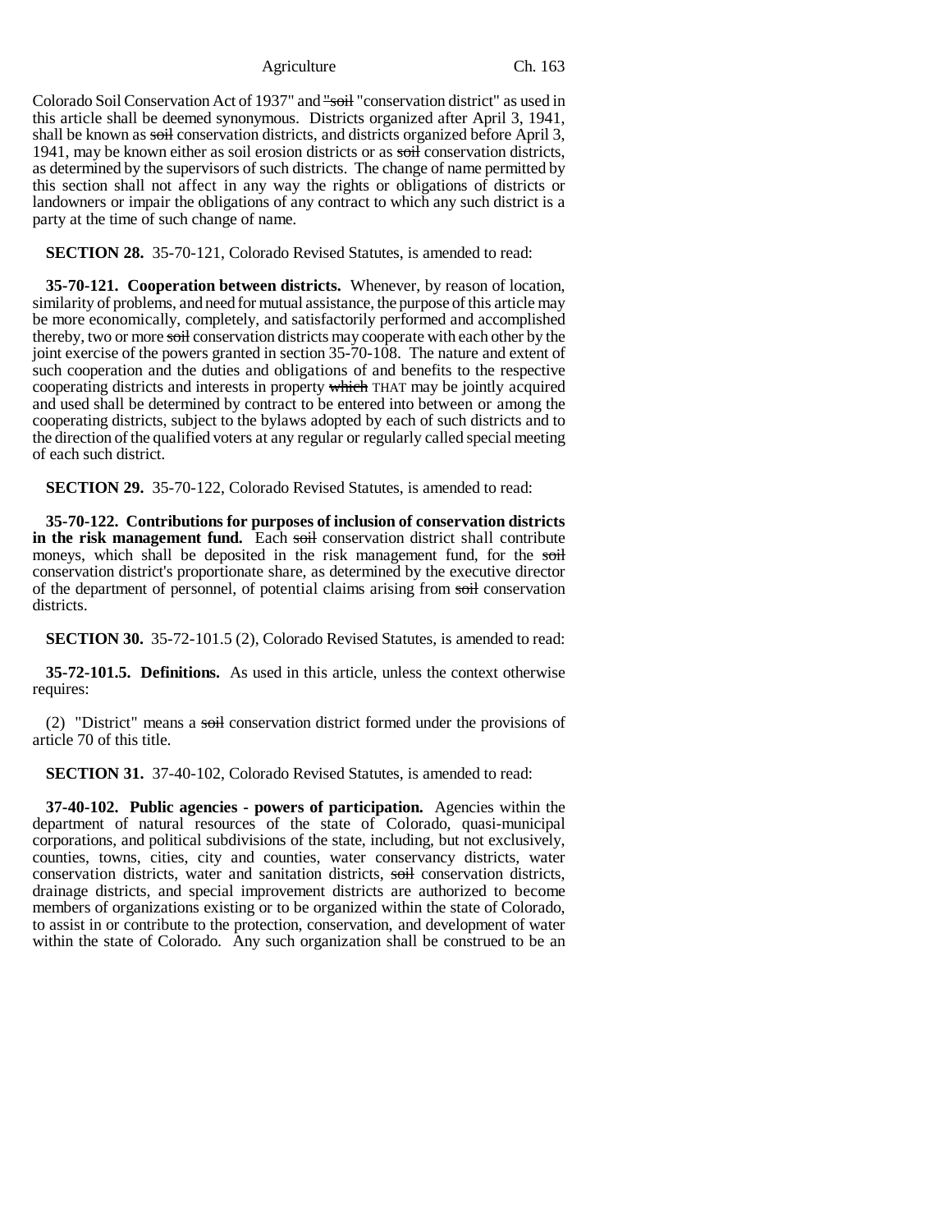Colorado Soil Conservation Act of 1937" and ~~"soil~~ "conservation district" as used in this article shall be deemed synonymous. Districts organized after April 3, 1941, shall be known as ~~soil~~ conservation districts, and districts organized before April 3, 1941, may be known either as soil erosion districts or as ~~soil~~ conservation districts, as determined by the supervisors of such districts. The change of name permitted by this section shall not affect in any way the rights or obligations of districts or landowners or impair the obligations of any contract to which any such district is a party at the time of such change of name.

**SECTION 28.** 35-70-121, Colorado Revised Statutes, is amended to read:

**35-70-121. Cooperation between districts.** Whenever, by reason of location, similarity of problems, and need for mutual assistance, the purpose of this article may be more economically, completely, and satisfactorily performed and accomplished thereby, two or more ~~soil~~ conservation districts may cooperate with each other by the joint exercise of the powers granted in section 35-70-108. The nature and extent of such cooperation and the duties and obligations of and benefits to the respective cooperating districts and interests in property ~~which~~ THAT may be jointly acquired and used shall be determined by contract to be entered into between or among the cooperating districts, subject to the bylaws adopted by each of such districts and to the direction of the qualified voters at any regular or regularly called special meeting of each such district.

**SECTION 29.** 35-70-122, Colorado Revised Statutes, is amended to read:

**35-70-122. Contributions for purposes of inclusion of conservation districts in the risk management fund.** Each ~~soil~~ conservation district shall contribute moneys, which shall be deposited in the risk management fund, for the ~~soil~~ conservation district's proportionate share, as determined by the executive director of the department of personnel, of potential claims arising from ~~soil~~ conservation districts.

**SECTION 30.** 35-72-101.5 (2), Colorado Revised Statutes, is amended to read:

**35-72-101.5. Definitions.** As used in this article, unless the context otherwise requires:

(2) "District" means a ~~soil~~ conservation district formed under the provisions of article 70 of this title.

**SECTION 31.** 37-40-102, Colorado Revised Statutes, is amended to read:

**37-40-102. Public agencies - powers of participation.** Agencies within the department of natural resources of the state of Colorado, quasi-municipal corporations, and political subdivisions of the state, including, but not exclusively, counties, towns, cities, city and counties, water conservancy districts, water conservation districts, water and sanitation districts, ~~soil~~ conservation districts, drainage districts, and special improvement districts are authorized to become members of organizations existing or to be organized within the state of Colorado, to assist in or contribute to the protection, conservation, and development of water within the state of Colorado. Any such organization shall be construed to be an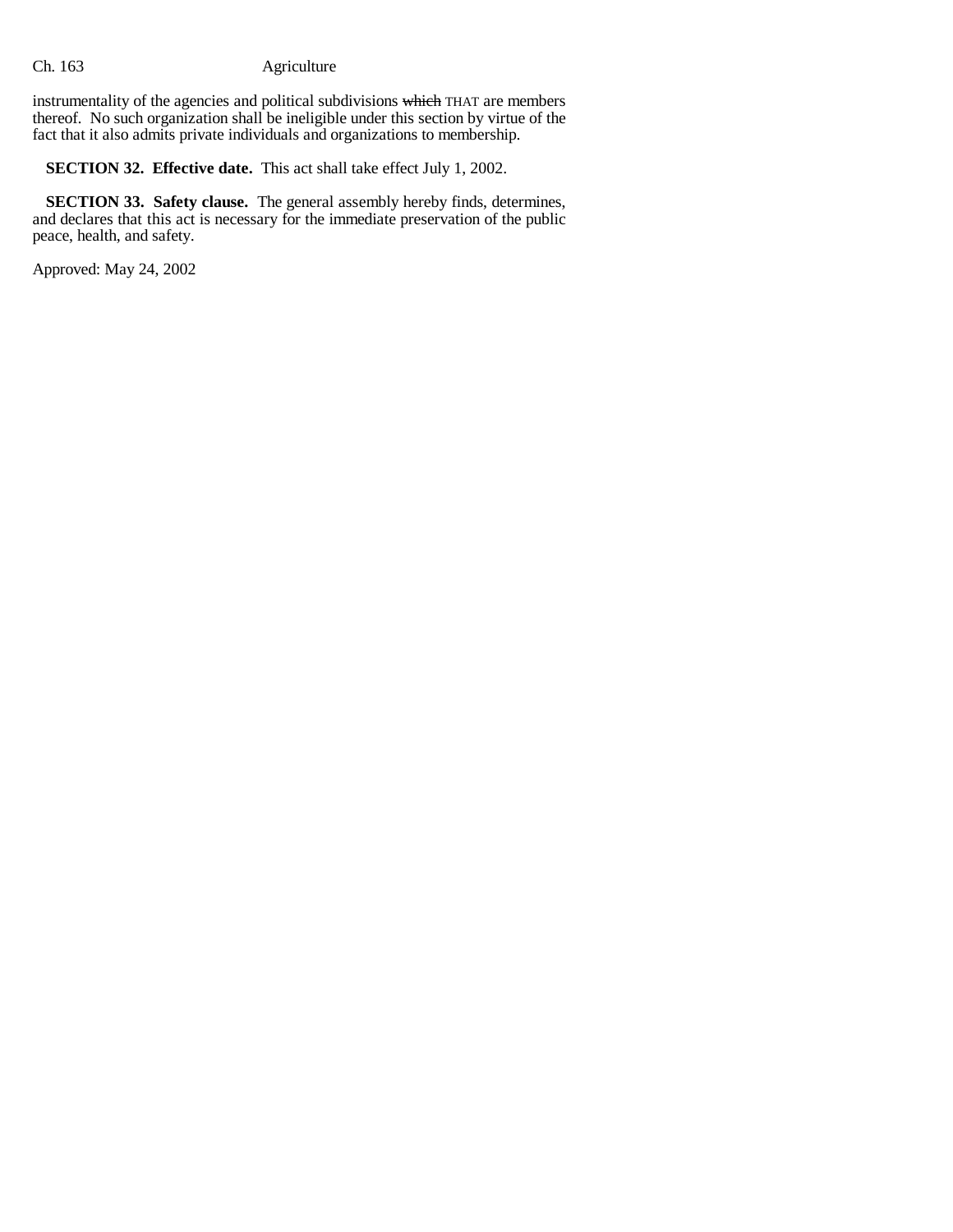instrumentality of the agencies and political subdivisions ~~which~~ THAT are members thereof. No such organization shall be ineligible under this section by virtue of the fact that it also admits private individuals and organizations to membership.

**SECTION 32. Effective date.** This act shall take effect July 1, 2002.

**SECTION 33. Safety clause.** The general assembly hereby finds, determines, and declares that this act is necessary for the immediate preservation of the public peace, health, and safety.

Approved: May 24, 2002